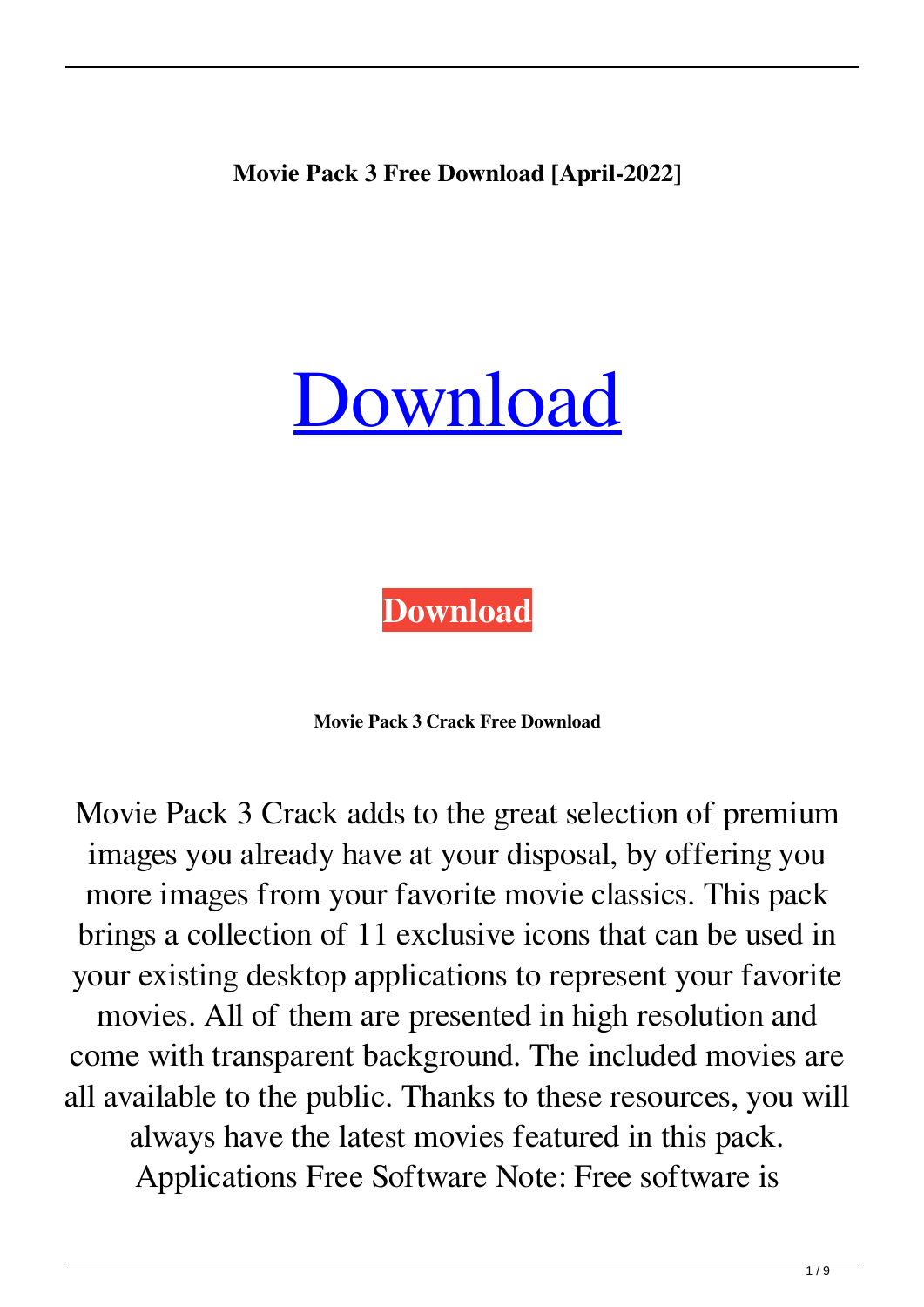**Movie Pack 3 Free Download [April-2022]**

# Download

**Download**

**Movie Pack 3 Crack Free Download**

Movie Pack 3 Crack adds to the great selection of premium images you already have at your disposal, by offering you more images from your favorite movie classics. This pack brings a collection of 11 exclusive icons that can be used in your existing desktop applications to represent your favorite movies. All of them are presented in high resolution and come with transparent background. The included movies are all available to the public. Thanks to these resources, you will always have the latest movies featured in this pack. Applications Free Software Note: Free software is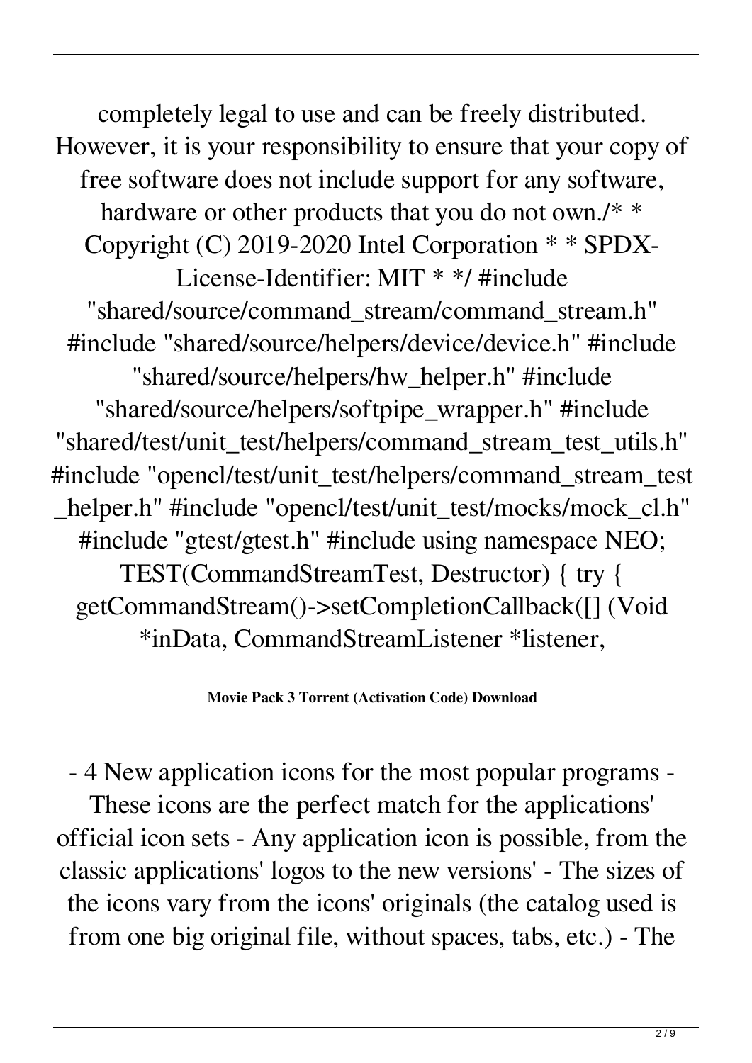completely legal to use and can be freely distributed. However, it is your responsibility to ensure that your copy of free software does not include support for any software, hardware or other products that you do not own./* * Copyright (C) 2019-2020 Intel Corporation * * SPDX-License-Identifier: MIT * */ #include "shared/source/command_stream/command_stream.h" #include "shared/source/helpers/device/device.h" #include "shared/source/helpers/hw_helper.h" #include "shared/source/helpers/softpipe_wrapper.h" #include "shared/test/unit_test/helpers/command_stream_test_utils.h" #include "opencl/test/unit_test/helpers/command_stream_test_helper.h" #include "opencl/test/unit_test/mocks/mock_cl.h" #include "gtest/gtest.h" #include using namespace NEO; TEST(CommandStreamTest, Destructor) { try { getCommandStream()->setCompletionCallback([] (Void *inData, CommandStreamListener *listener,

**Movie Pack 3 Torrent (Activation Code) Download**

- 4 New application icons for the most popular programs - These icons are the perfect match for the applications' official icon sets - Any application icon is possible, from the classic applications' logos to the new versions' - The sizes of the icons vary from the icons' originals (the catalog used is from one big original file, without spaces, tabs, etc.) - The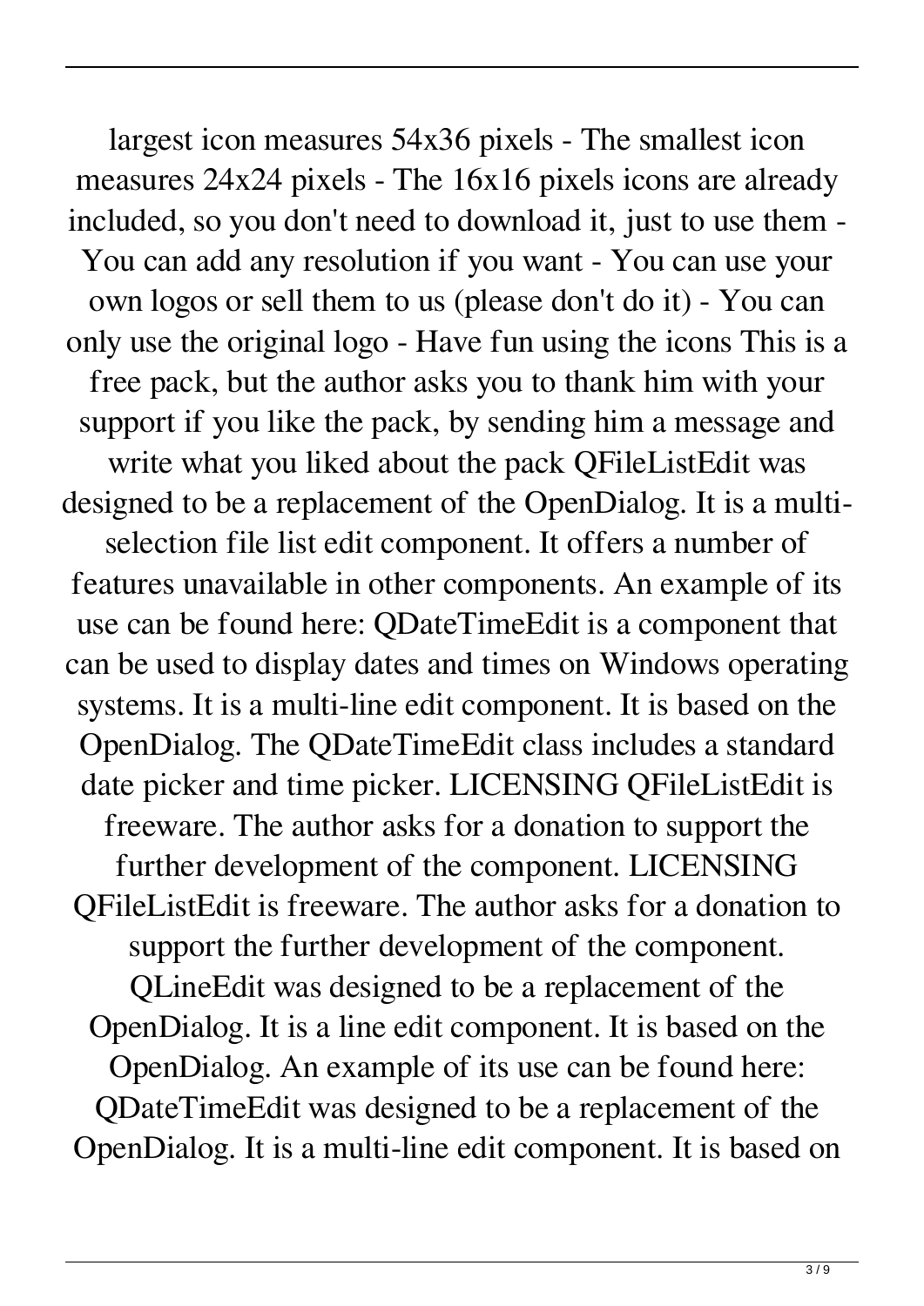largest icon measures 54x36 pixels - The smallest icon measures 24x24 pixels - The 16x16 pixels icons are already included, so you don't need to download it, just to use them - You can add any resolution if you want - You can use your own logos or sell them to us (please don't do it) - You can only use the original logo - Have fun using the icons This is a free pack, but the author asks you to thank him with your support if you like the pack, by sending him a message and write what you liked about the pack QFileListEdit was designed to be a replacement of the OpenDialog. It is a multi-selection file list edit component. It offers a number of features unavailable in other components. An example of its use can be found here: QDateTimeEdit is a component that can be used to display dates and times on Windows operating systems. It is a multi-line edit component. It is based on the OpenDialog. The QDateTimeEdit class includes a standard date picker and time picker. LICENSING QFileListEdit is freeware. The author asks for a donation to support the further development of the component. LICENSING QFileListEdit is freeware. The author asks for a donation to support the further development of the component. QLineEdit was designed to be a replacement of the OpenDialog. It is a line edit component. It is based on the OpenDialog. An example of its use can be found here: QDateTimeEdit was designed to be a replacement of the OpenDialog. It is a multi-line edit component. It is based on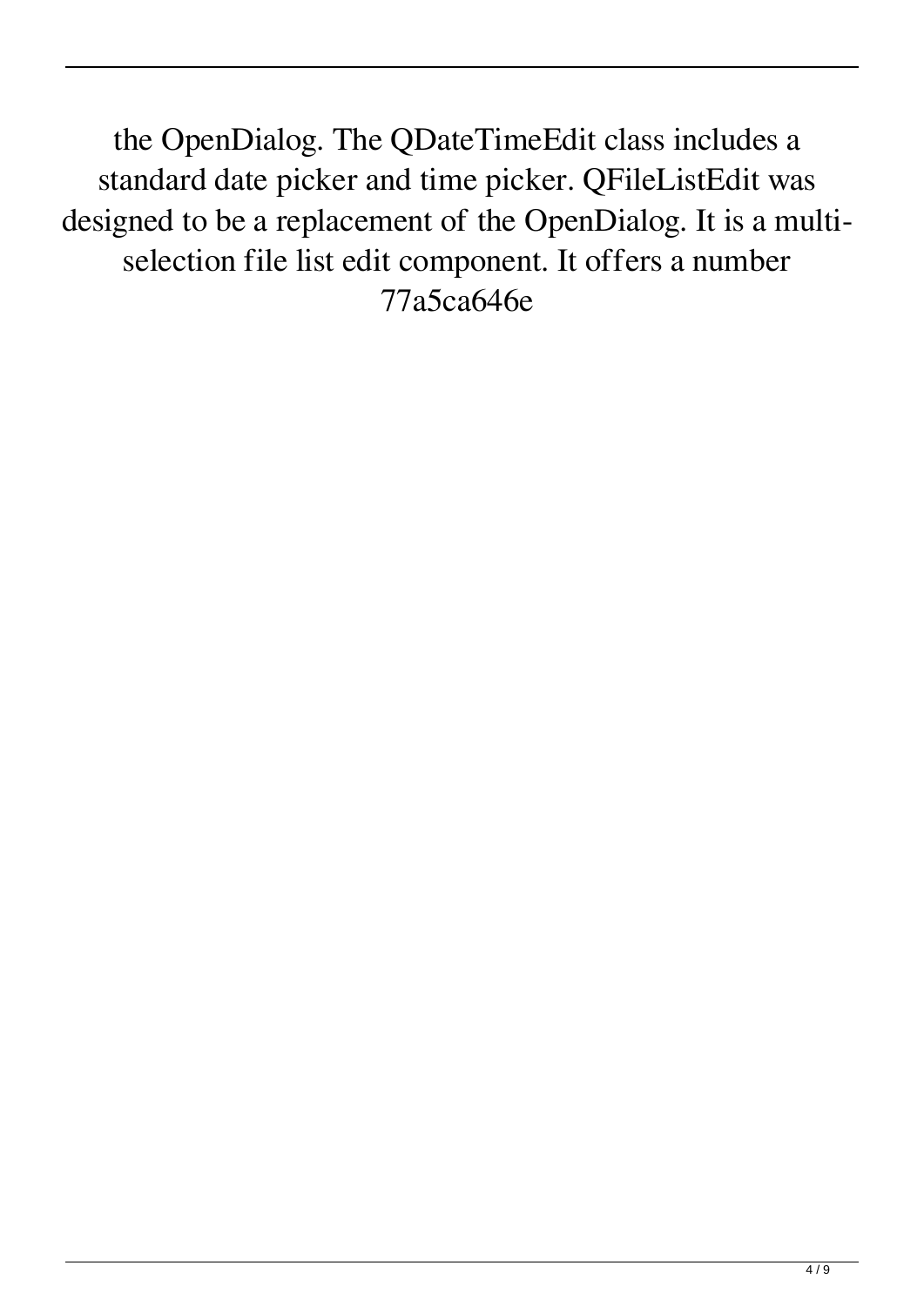the OpenDialog. The QDateTimeEdit class includes a standard date picker and time picker. QFileListEdit was designed to be a replacement of the OpenDialog. It is a multi-selection file list edit component. It offers a number 77a5ca646e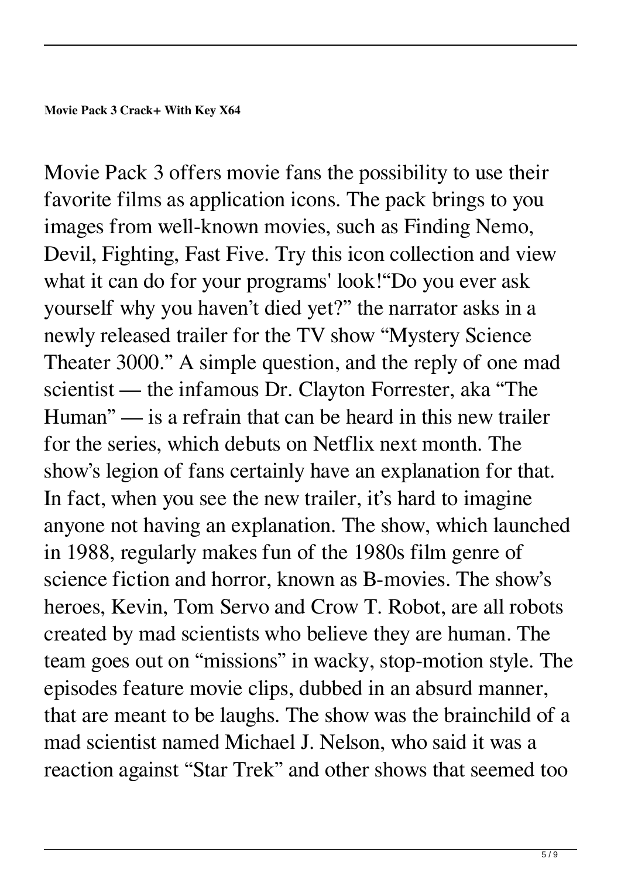**Movie Pack 3 Crack+ With Key X64**

Movie Pack 3 offers movie fans the possibility to use their favorite films as application icons. The pack brings to you images from well-known movies, such as Finding Nemo, Devil, Fighting, Fast Five. Try this icon collection and view what it can do for your programs' look!"Do you ever ask yourself why you haven't died yet?" the narrator asks in a newly released trailer for the TV show "Mystery Science Theater 3000." A simple question, and the reply of one mad scientist — the infamous Dr. Clayton Forrester, aka "The Human" — is a refrain that can be heard in this new trailer for the series, which debuts on Netflix next month. The show's legion of fans certainly have an explanation for that. In fact, when you see the new trailer, it's hard to imagine anyone not having an explanation. The show, which launched in 1988, regularly makes fun of the 1980s film genre of science fiction and horror, known as B-movies. The show's heroes, Kevin, Tom Servo and Crow T. Robot, are all robots created by mad scientists who believe they are human. The team goes out on "missions" in wacky, stop-motion style. The episodes feature movie clips, dubbed in an absurd manner, that are meant to be laughs. The show was the brainchild of a mad scientist named Michael J. Nelson, who said it was a reaction against "Star Trek" and other shows that seemed too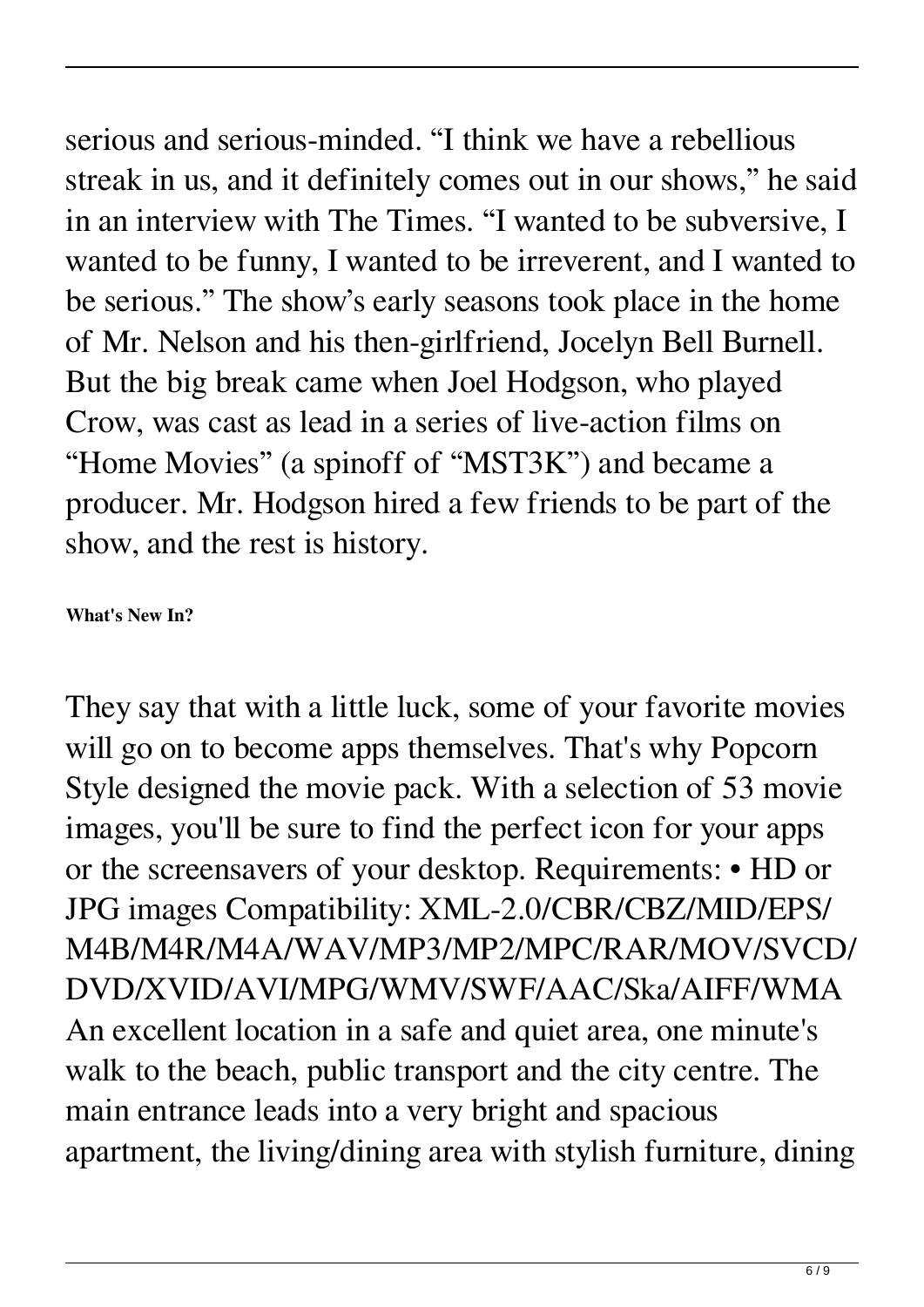serious and serious-minded. “I think we have a rebellious streak in us, and it definitely comes out in our shows,” he said in an interview with The Times. “I wanted to be subversive, I wanted to be funny, I wanted to be irreverent, and I wanted to be serious.” The show’s early seasons took place in the home of Mr. Nelson and his then-girlfriend, Jocelyn Bell Burnell. But the big break came when Joel Hodgson, who played Crow, was cast as lead in a series of live-action films on “Home Movies” (a spinoff of “MST3K”) and became a producer. Mr. Hodgson hired a few friends to be part of the show, and the rest is history.

**What's New In?**

They say that with a little luck, some of your favorite movies will go on to become apps themselves. That's why Popcorn Style designed the movie pack. With a selection of 53 movie images, you'll be sure to find the perfect icon for your apps or the screensavers of your desktop. Requirements: • HD or JPG images Compatibility: XML-2.0/CBR/CBZ/MID/EPS/M4B/M4R/M4A/WAV/MP3/MP2/MPC/RAR/MOV/SVCD/DVD/XVID/AVI/MPG/WMV/SWF/AAC/Ska/AIFF/WMA An excellent location in a safe and quiet area, one minute's walk to the beach, public transport and the city centre. The main entrance leads into a very bright and spacious apartment, the living/dining area with stylish furniture, dining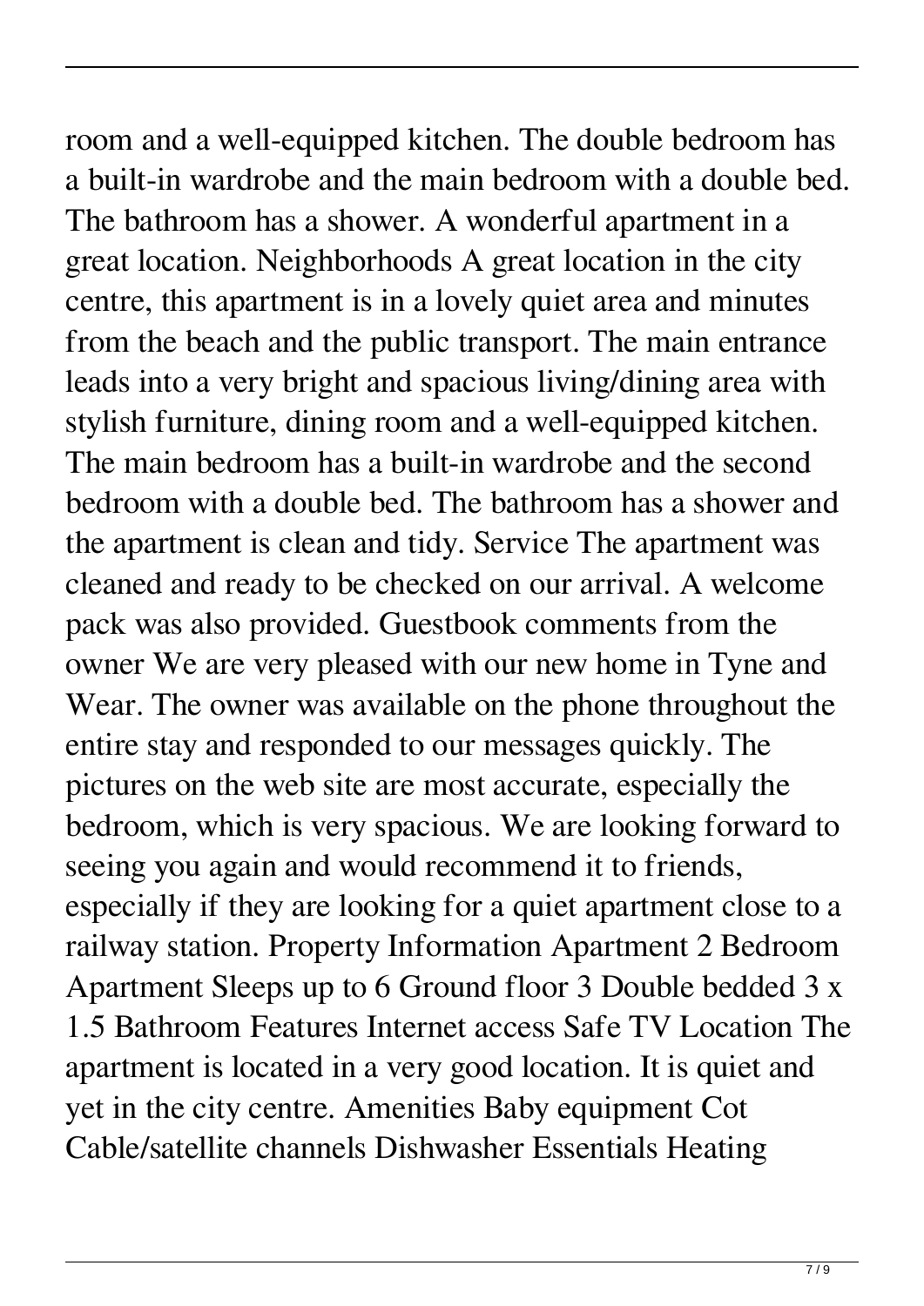room and a well-equipped kitchen. The double bedroom has a built-in wardrobe and the main bedroom with a double bed. The bathroom has a shower. A wonderful apartment in a great location. Neighborhoods A great location in the city centre, this apartment is in a lovely quiet area and minutes from the beach and the public transport. The main entrance leads into a very bright and spacious living/dining area with stylish furniture, dining room and a well-equipped kitchen. The main bedroom has a built-in wardrobe and the second bedroom with a double bed. The bathroom has a shower and the apartment is clean and tidy. Service The apartment was cleaned and ready to be checked on our arrival. A welcome pack was also provided. Guestbook comments from the owner We are very pleased with our new home in Tyne and Wear. The owner was available on the phone throughout the entire stay and responded to our messages quickly. The pictures on the web site are most accurate, especially the bedroom, which is very spacious. We are looking forward to seeing you again and would recommend it to friends, especially if they are looking for a quiet apartment close to a railway station. Property Information Apartment 2 Bedroom Apartment Sleeps up to 6 Ground floor 3 Double bedded 3 x 1.5 Bathroom Features Internet access Safe TV Location The apartment is located in a very good location. It is quiet and yet in the city centre. Amenities Baby equipment Cot Cable/satellite channels Dishwasher Essentials Heating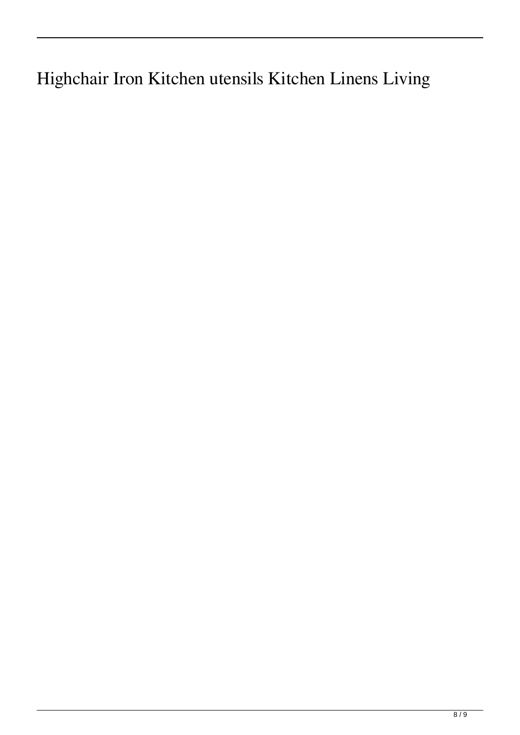Highchair Iron Kitchen utensils Kitchen Linens Living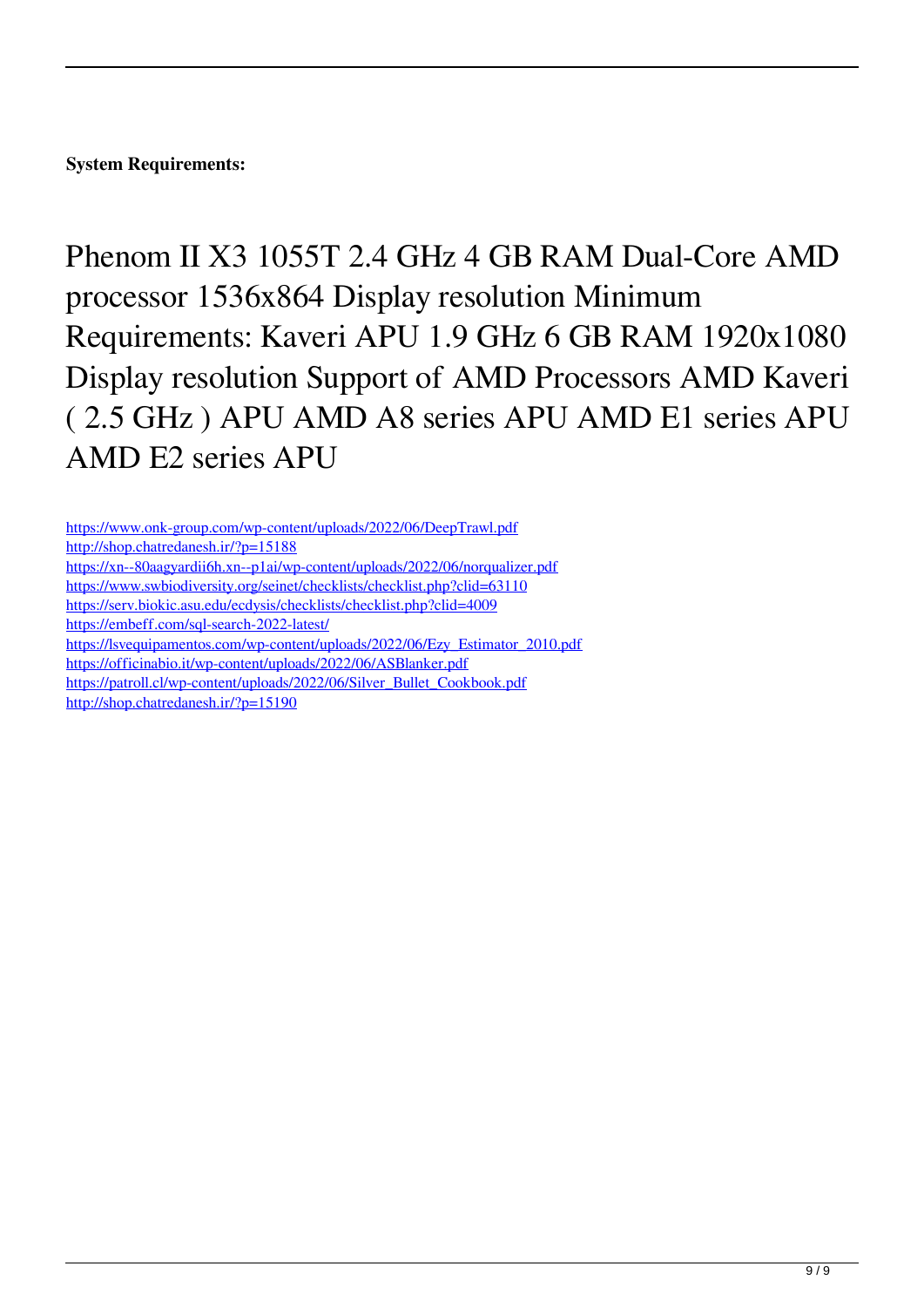**System Requirements:**

Phenom II X3 1055T 2.4 GHz 4 GB RAM Dual-Core AMD processor 1536x864 Display resolution Minimum Requirements: Kaveri APU 1.9 GHz 6 GB RAM 1920x1080 Display resolution Support of AMD Processors AMD Kaveri ( 2.5 GHz ) APU AMD A8 series APU AMD E1 series APU AMD E2 series APU

https://www.onk-group.com/wp-content/uploads/2022/06/DeepTrawl.pdf
http://shop.chatredanesh.ir/?p=15188
https://xn--80aagyardii6h.xn--p1ai/wp-content/uploads/2022/06/norqualizer.pdf
https://www.swbiodiversity.org/seinet/checklists/checklist.php?clid=63110
https://serv.biokic.asu.edu/ecdysis/checklists/checklist.php?clid=4009
https://embeff.com/sql-search-2022-latest/
https://lsvequipamentos.com/wp-content/uploads/2022/06/Ezy_Estimator_2010.pdf
https://officinabio.it/wp-content/uploads/2022/06/ASBlanker.pdf
https://patroll.cl/wp-content/uploads/2022/06/Silver_Bullet_Cookbook.pdf
http://shop.chatredanesh.ir/?p=15190